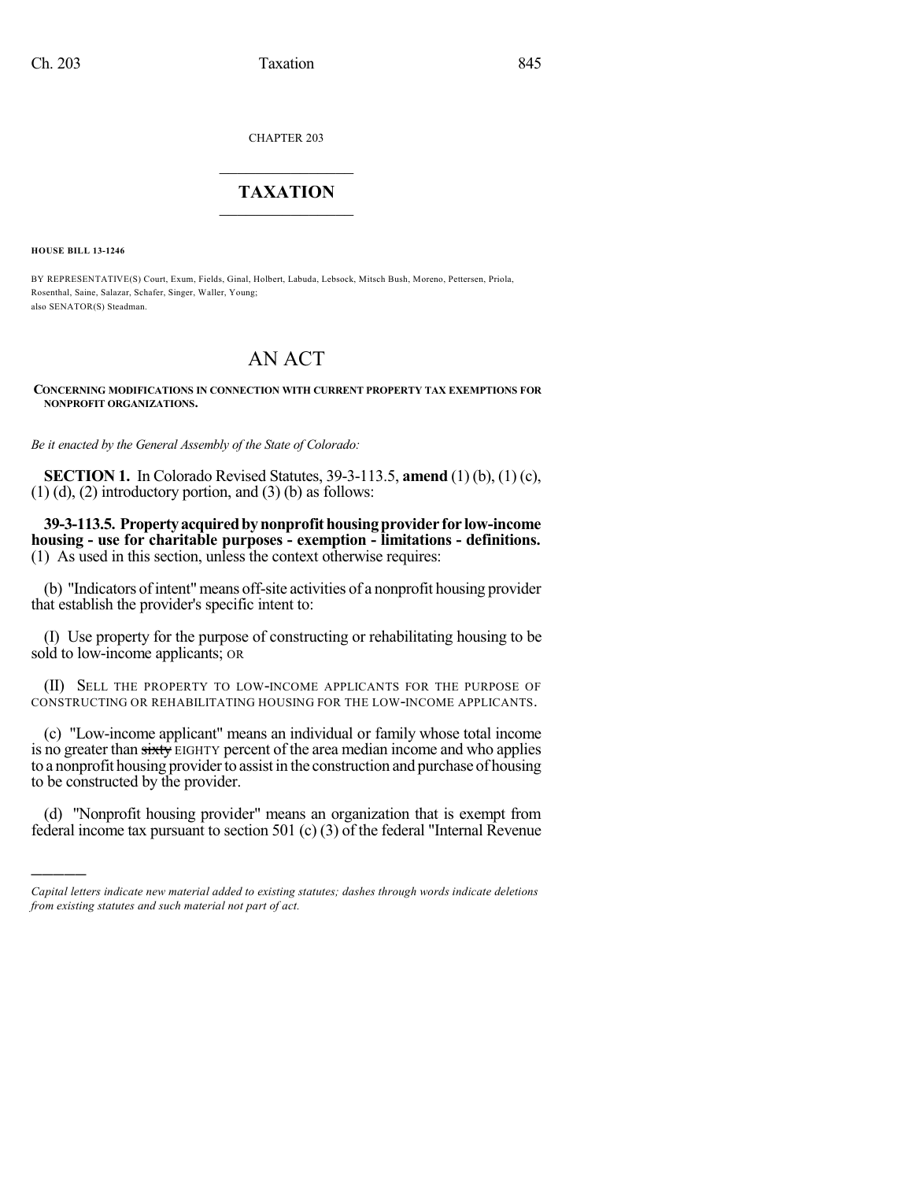CHAPTER 203

# TAXATION

**HOUSE BILL 13-1246**

BY REPRESENTATIVE(S) Court, Exum, Fields, Ginal, Holbert, Labuda, Lebsock, Mitsch Bush, Moreno, Pettersen, Priola, Rosenthal, Saine, Salazar, Schafer, Singer, Waller, Young;
also SENATOR(S) Steadman.

# AN ACT

**CONCERNING MODIFICATIONS IN CONNECTION WITH CURRENT PROPERTY TAX EXEMPTIONS FOR NONPROFIT ORGANIZATIONS.**

*Be it enacted by the General Assembly of the State of Colorado:*

**SECTION 1.** In Colorado Revised Statutes, 39-3-113.5, **amend** (1) (b), (1) (c), (1) (d), (2) introductory portion, and (3) (b) as follows:

**39-3-113.5. Property acquired by nonprofit housing provider for low-income housing - use for charitable purposes - exemption - limitations - definitions.** (1) As used in this section, unless the context otherwise requires:

(b) "Indicators of intent" means off-site activities of a nonprofit housing provider that establish the provider's specific intent to:

(I) Use property for the purpose of constructing or rehabilitating housing to be sold to low-income applicants; OR

(II) SELL THE PROPERTY TO LOW-INCOME APPLICANTS FOR THE PURPOSE OF CONSTRUCTING OR REHABILITATING HOUSING FOR THE LOW-INCOME APPLICANTS.

(c) "Low-income applicant" means an individual or family whose total income is no greater than ~~sixty~~ EIGHTY percent of the area median income and who applies to a nonprofit housing provider to assist in the construction and purchase of housing to be constructed by the provider.

(d) "Nonprofit housing provider" means an organization that is exempt from federal income tax pursuant to section 501 (c) (3) of the federal "Internal Revenue

---

*Capital letters indicate new material added to existing statutes; dashes through words indicate deletions from existing statutes and such material not part of act.*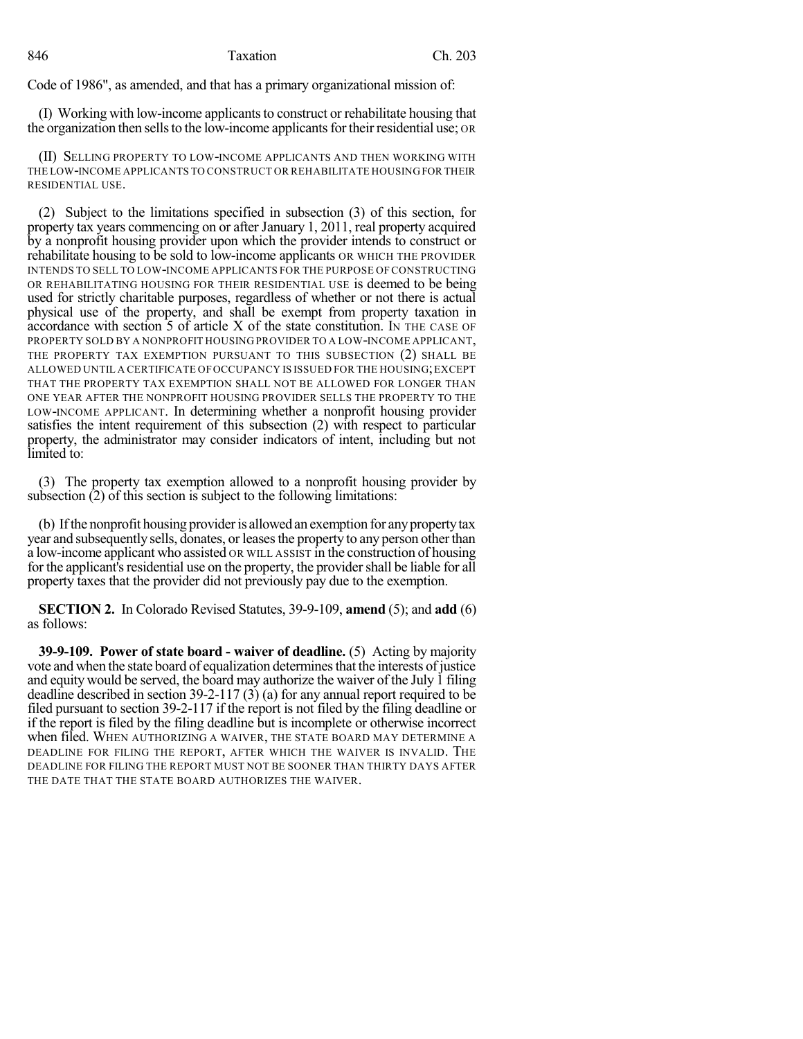Code of 1986", as amended, and that has a primary organizational mission of:

(I) Working with low-income applicants to construct or rehabilitate housing that the organization then sells to the low-income applicants for their residential use; OR

(II) SELLING PROPERTY TO LOW-INCOME APPLICANTS AND THEN WORKING WITH THE LOW-INCOME APPLICANTS TO CONSTRUCT OR REHABILITATE HOUSING FOR THEIR RESIDENTIAL USE.

(2) Subject to the limitations specified in subsection (3) of this section, for property tax years commencing on or after January 1, 2011, real property acquired by a nonprofit housing provider upon which the provider intends to construct or rehabilitate housing to be sold to low-income applicants OR WHICH THE PROVIDER INTENDS TO SELL TO LOW-INCOME APPLICANTS FOR THE PURPOSE OF CONSTRUCTING OR REHABILITATING HOUSING FOR THEIR RESIDENTIAL USE is deemed to be being used for strictly charitable purposes, regardless of whether or not there is actual physical use of the property, and shall be exempt from property taxation in accordance with section 5 of article X of the state constitution. IN THE CASE OF PROPERTY SOLD BY A NONPROFIT HOUSING PROVIDER TO A LOW-INCOME APPLICANT, THE PROPERTY TAX EXEMPTION PURSUANT TO THIS SUBSECTION (2) SHALL BE ALLOWED UNTIL A CERTIFICATE OF OCCUPANCY IS ISSUED FOR THE HOUSING; EXCEPT THAT THE PROPERTY TAX EXEMPTION SHALL NOT BE ALLOWED FOR LONGER THAN ONE YEAR AFTER THE NONPROFIT HOUSING PROVIDER SELLS THE PROPERTY TO THE LOW-INCOME APPLICANT. In determining whether a nonprofit housing provider satisfies the intent requirement of this subsection (2) with respect to particular property, the administrator may consider indicators of intent, including but not limited to:

(3) The property tax exemption allowed to a nonprofit housing provider by subsection (2) of this section is subject to the following limitations:

(b) If the nonprofit housing provider is allowed an exemption for any property tax year and subsequently sells, donates, or leases the property to any person other than a low-income applicant who assisted OR WILL ASSIST in the construction of housing for the applicant's residential use on the property, the provider shall be liable for all property taxes that the provider did not previously pay due to the exemption.

**SECTION 2.** In Colorado Revised Statutes, 39-9-109, **amend** (5); and **add** (6) as follows:

**39-9-109. Power of state board - waiver of deadline.** (5) Acting by majority vote and when the state board of equalization determines that the interests of justice and equity would be served, the board may authorize the waiver of the July 1 filing deadline described in section 39-2-117 (3) (a) for any annual report required to be filed pursuant to section 39-2-117 if the report is not filed by the filing deadline or if the report is filed by the filing deadline but is incomplete or otherwise incorrect when filed. WHEN AUTHORIZING A WAIVER, THE STATE BOARD MAY DETERMINE A DEADLINE FOR FILING THE REPORT, AFTER WHICH THE WAIVER IS INVALID. THE DEADLINE FOR FILING THE REPORT MUST NOT BE SOONER THAN THIRTY DAYS AFTER THE DATE THAT THE STATE BOARD AUTHORIZES THE WAIVER.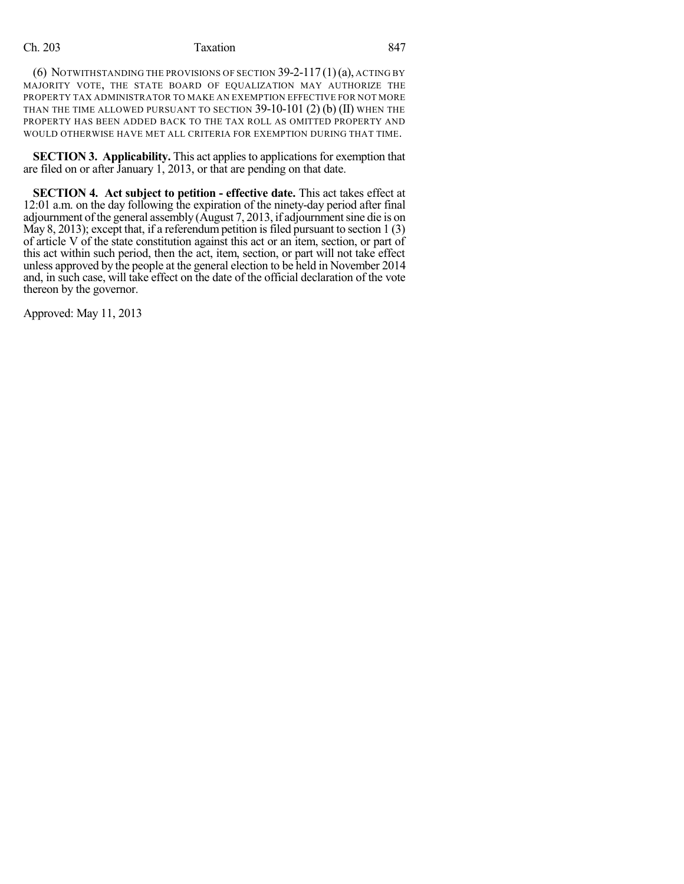(6) NOTWITHSTANDING THE PROVISIONS OF SECTION 39-2-117 (1) (a), ACTING BY MAJORITY VOTE, THE STATE BOARD OF EQUALIZATION MAY AUTHORIZE THE PROPERTY TAX ADMINISTRATOR TO MAKE AN EXEMPTION EFFECTIVE FOR NOT MORE THAN THE TIME ALLOWED PURSUANT TO SECTION 39-10-101 (2) (b) (II) WHEN THE PROPERTY HAS BEEN ADDED BACK TO THE TAX ROLL AS OMITTED PROPERTY AND WOULD OTHERWISE HAVE MET ALL CRITERIA FOR EXEMPTION DURING THAT TIME.

**SECTION 3. Applicability.** This act applies to applications for exemption that are filed on or after January 1, 2013, or that are pending on that date.

**SECTION 4. Act subject to petition - effective date.** This act takes effect at 12:01 a.m. on the day following the expiration of the ninety-day period after final adjournment of the general assembly (August 7, 2013, if adjournment sine die is on May 8, 2013); except that, if a referendum petition is filed pursuant to section 1 (3) of article V of the state constitution against this act or an item, section, or part of this act within such period, then the act, item, section, or part will not take effect unless approved by the people at the general election to be held in November 2014 and, in such case, will take effect on the date of the official declaration of the vote thereon by the governor.

Approved: May 11, 2013